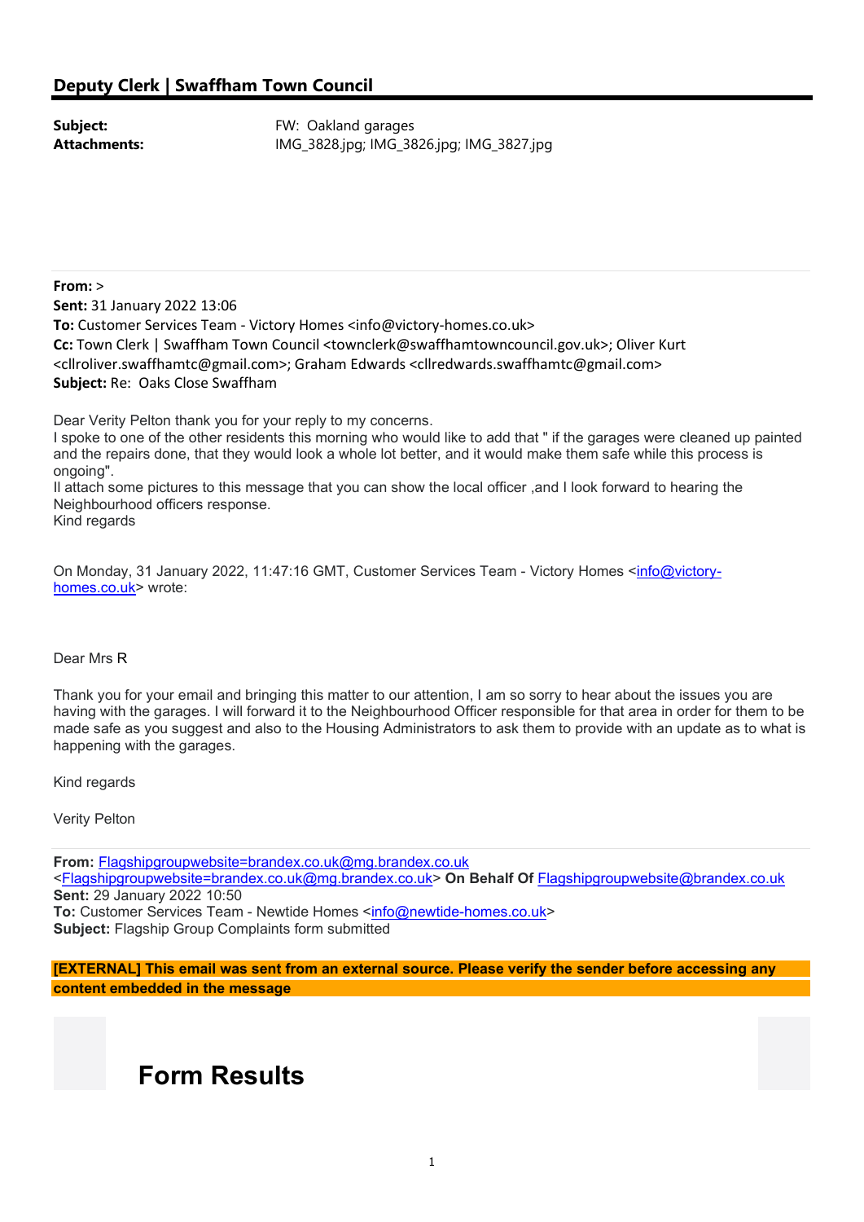## Deputy Clerk | Swaffham Town Council

**Subject:** FW: Oakland garages
**Attachments:** IMG_3828.jpg; IMG_3826.jpg; IMG_3827.jpg

---

**From:** >
**Sent:** 31 January 2022 13:06
**To:** Customer Services Team - Victory Homes <info@victory-homes.co.uk>
**Cc:** Town Clerk | Swaffham Town Council <townclerk@swaffhamtowncouncil.gov.uk>; Oliver Kurt <cllroliver.swaffhamtc@gmail.com>; Graham Edwards <cllredwards.swaffhamtc@gmail.com>
**Subject:** Re: Oaks Close Swaffham

Dear Verity Pelton thank you for your reply to my concerns.
I spoke to one of the other residents this morning who would like to add that " if the garages were cleaned up painted and the repairs done, that they would look a whole lot better, and it would make them safe while this process is ongoing".
Il attach some pictures to this message that you can show the local officer ,and I look forward to hearing the Neighbourhood officers response.
Kind regards

On Monday, 31 January 2022, 11:47:16 GMT, Customer Services Team - Victory Homes <info@victory-homes.co.uk> wrote:

Dear Mrs R

Thank you for your email and bringing this matter to our attention, I am so sorry to hear about the issues you are having with the garages. I will forward it to the Neighbourhood Officer responsible for that area in order for them to be made safe as you suggest and also to the Housing Administrators to ask them to provide with an update as to what is happening with the garages.

Kind regards

Verity Pelton

---

**From:** Flagshipgroupwebsite=brandex.co.uk@mg.brandex.co.uk <Flagshipgroupwebsite=brandex.co.uk@mg.brandex.co.uk> **On Behalf Of** Flagshipgroupwebsite@brandex.co.uk
**Sent:** 29 January 2022 10:50
**To:** Customer Services Team - Newtide Homes <info@newtide-homes.co.uk>
**Subject:** Flagship Group Complaints form submitted

**[EXTERNAL] This email was sent from an external source. Please verify the sender before accessing any content embedded in the message**

# Form Results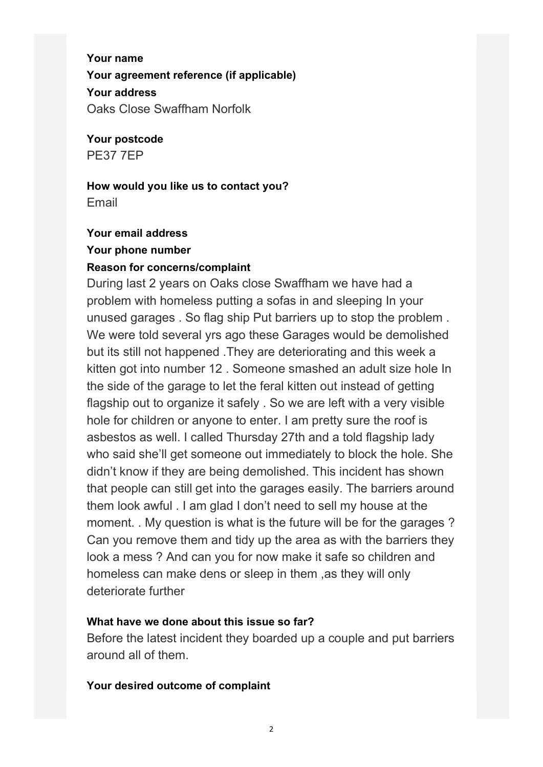**Your name**

**Your agreement reference (if applicable)**

**Your address**

Oaks Close Swaffham Norfolk

**Your postcode**

PE37 7EP

**How would you like us to contact you?**

Email

**Your email address**

**Your phone number**

**Reason for concerns/complaint**

During last 2 years on Oaks close Swaffham we have had a problem with homeless putting a sofas in and sleeping In your unused garages . So flag ship Put barriers up to stop the problem . We were told several yrs ago these Garages would be demolished but its still not happened .They are deteriorating and this week a kitten got into number 12 . Someone smashed an adult size hole In the side of the garage to let the feral kitten out instead of getting flagship out to organize it safely . So we are left with a very visible hole for children or anyone to enter. I am pretty sure the roof is asbestos as well. I called Thursday 27th and a told flagship lady who said she'll get someone out immediately to block the hole. She didn't know if they are being demolished. This incident has shown that people can still get into the garages easily. The barriers around them look awful . I am glad I don't need to sell my house at the moment. . My question is what is the future will be for the garages ? Can you remove them and tidy up the area as with the barriers they look a mess ? And can you for now make it safe so children and homeless can make dens or sleep in them ,as they will only deteriorate further

**What have we done about this issue so far?**

Before the latest incident they boarded up a couple and put barriers around all of them.

**Your desired outcome of complaint**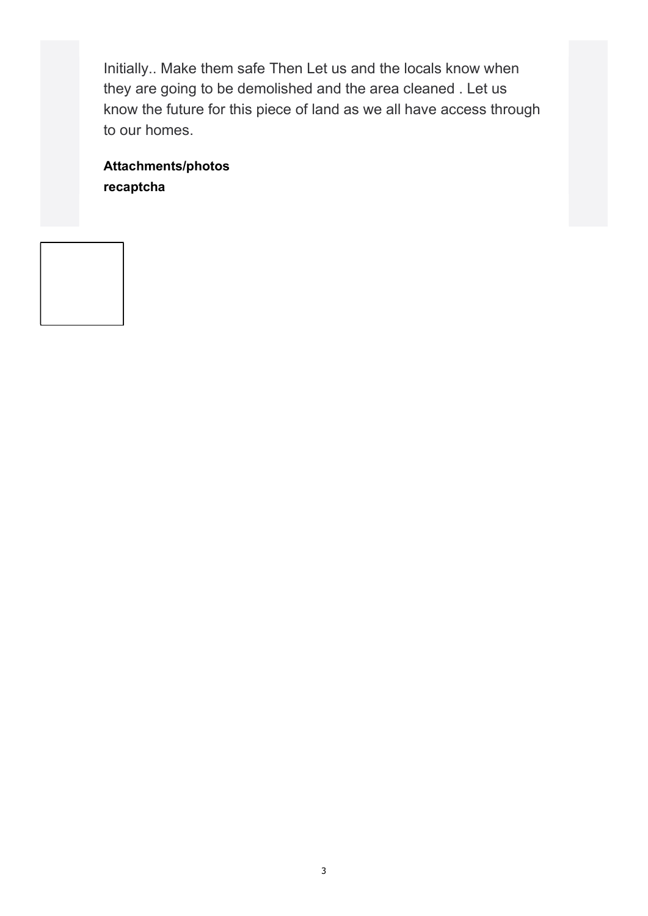Initially.. Make them safe Then Let us and the locals know when they are going to be demolished and the area cleaned . Let us know the future for this piece of land as we all have access through to our homes.

**Attachments/photos**

**recaptcha**